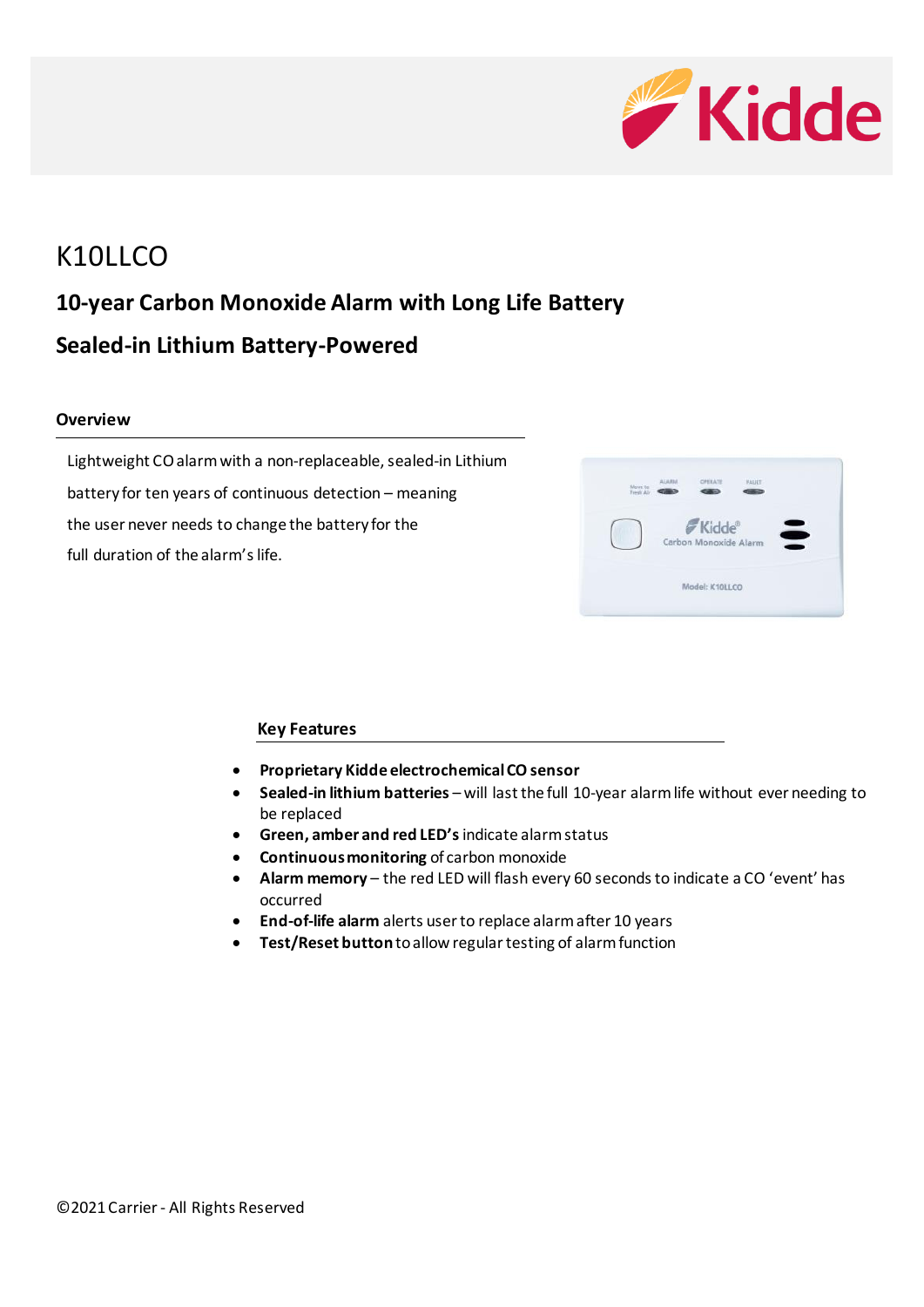# K10LLCO

## 10-year Carbon Monoxide Alarm with Long Life Battery

## Sealed-in Lithium Battery-Powered

### Overview

Lightweight CO alarm with a non-replaceable, sealed-in Lithium battery for ten years of continuous detection – meaning the user never needs to change the battery for the full duration of the alarm's life.

### Key Features

- **Proprietary Kidde electrochemical CO sensor**
- **Sealed-in lithium batteries** – will last the full 10-year alarm life without ever needing to be replaced
- **Green, amber and red LED's** indicate alarm status
- **Continuous monitoring** of carbon monoxide
- **Alarm memory** – the red LED will flash every 60 seconds to indicate a CO 'event' has occurred
- **End-of-life alarm** alerts user to replace alarm after 10 years
- **Test/Reset button** to allow regular testing of alarm function

©2021 Carrier - All Rights Reserved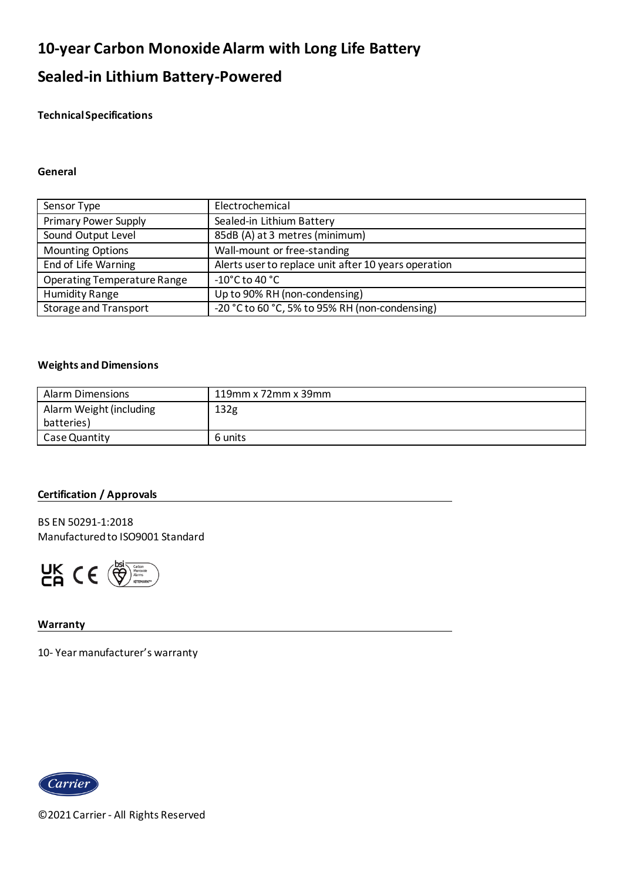# 10-year Carbon Monoxide Alarm with Long Life Battery

## Sealed-in Lithium Battery-Powered

**Technical Specifications**

**General**

| | |
|---|---|
| Sensor Type | Electrochemical |
| Primary Power Supply | Sealed-in Lithium Battery |
| Sound Output Level | 85dB (A) at 3 metres (minimum) |
| Mounting Options | Wall-mount or free-standing |
| End of Life Warning | Alerts user to replace unit after 10 years operation |
| Operating Temperature Range | -10°C to 40 °C |
| Humidity Range | Up to 90% RH (non-condensing) |
| Storage and Transport | -20 °C to 60 °C, 5% to 95% RH (non-condensing) |

**Weights and Dimensions**

| | |
|---|---|
| Alarm Dimensions | 119mm x 72mm x 39mm |
| Alarm Weight (including batteries) | 132g |
| Case Quantity | 6 units |

**Certification / Approvals**

BS EN 50291-1:2018
Manufactured to ISO9001 Standard

**Warranty**

10- Year manufacturer's warranty

©2021 Carrier - All Rights Reserved